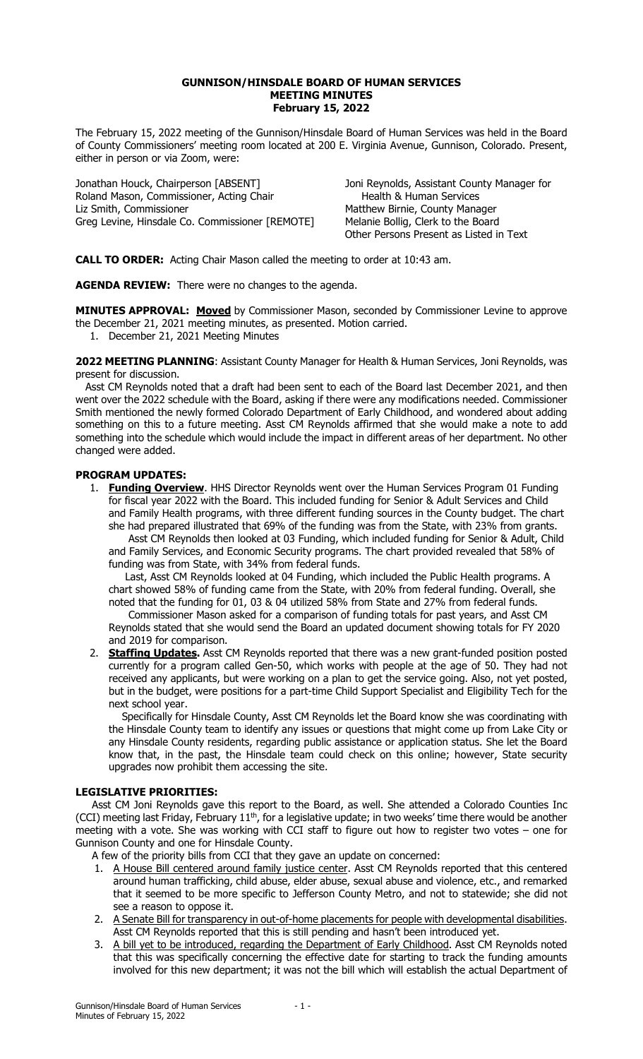# GUNNISON/HINSDALE BOARD OF HUMAN SERVICES
## MEETING MINUTES
### February 15, 2022

The February 15, 2022 meeting of the Gunnison/Hinsdale Board of Human Services was held in the Board of County Commissioners' meeting room located at 200 E. Virginia Avenue, Gunnison, Colorado. Present, either in person or via Zoom, were:

Jonathan Houck, Chairperson [ABSENT]
Roland Mason, Commissioner, Acting Chair
Liz Smith, Commissioner
Greg Levine, Hinsdale Co. Commissioner [REMOTE]

Joni Reynolds, Assistant County Manager for Health & Human Services
Matthew Birnie, County Manager
Melanie Bollig, Clerk to the Board
Other Persons Present as Listed in Text

**CALL TO ORDER:** Acting Chair Mason called the meeting to order at 10:43 am.

**AGENDA REVIEW:** There were no changes to the agenda.

**MINUTES APPROVAL:** **Moved** by Commissioner Mason, seconded by Commissioner Levine to approve the December 21, 2021 meeting minutes, as presented. Motion carried.

1. December 21, 2021 Meeting Minutes

**2022 MEETING PLANNING**: Assistant County Manager for Health & Human Services, Joni Reynolds, was present for discussion.

Asst CM Reynolds noted that a draft had been sent to each of the Board last December 2021, and then went over the 2022 schedule with the Board, asking if there were any modifications needed. Commissioner Smith mentioned the newly formed Colorado Department of Early Childhood, and wondered about adding something on this to a future meeting. Asst CM Reynolds affirmed that she would make a note to add something into the schedule which would include the impact in different areas of her department. No other changed were added.

**PROGRAM UPDATES:**

1. **Funding Overview**. HHS Director Reynolds went over the Human Services Program 01 Funding for fiscal year 2022 with the Board. This included funding for Senior & Adult Services and Child and Family Health programs, with three different funding sources in the County budget. The chart she had prepared illustrated that 69% of the funding was from the State, with 23% from grants.

   Asst CM Reynolds then looked at 03 Funding, which included funding for Senior & Adult, Child and Family Services, and Economic Security programs. The chart provided revealed that 58% of funding was from State, with 34% from federal funds.

   Last, Asst CM Reynolds looked at 04 Funding, which included the Public Health programs. A chart showed 58% of funding came from the State, with 20% from federal funding. Overall, she noted that the funding for 01, 03 & 04 utilized 58% from State and 27% from federal funds.

   Commissioner Mason asked for a comparison of funding totals for past years, and Asst CM Reynolds stated that she would send the Board an updated document showing totals for FY 2020 and 2019 for comparison.

2. **Staffing Updates.** Asst CM Reynolds reported that there was a new grant-funded position posted currently for a program called Gen-50, which works with people at the age of 50. They had not received any applicants, but were working on a plan to get the service going. Also, not yet posted, but in the budget, were positions for a part-time Child Support Specialist and Eligibility Tech for the next school year.

   Specifically for Hinsdale County, Asst CM Reynolds let the Board know she was coordinating with the Hinsdale County team to identify any issues or questions that might come up from Lake City or any Hinsdale County residents, regarding public assistance or application status. She let the Board know that, in the past, the Hinsdale team could check on this online; however, State security upgrades now prohibit them accessing the site.

**LEGISLATIVE PRIORITIES:**

Asst CM Joni Reynolds gave this report to the Board, as well. She attended a Colorado Counties Inc (CCI) meeting last Friday, February 11th, for a legislative update; in two weeks' time there would be another meeting with a vote. She was working with CCI staff to figure out how to register two votes – one for Gunnison County and one for Hinsdale County.

A few of the priority bills from CCI that they gave an update on concerned:

1. A House Bill centered around family justice center. Asst CM Reynolds reported that this centered around human trafficking, child abuse, elder abuse, sexual abuse and violence, etc., and remarked that it seemed to be more specific to Jefferson County Metro, and not to statewide; she did not see a reason to oppose it.
2. A Senate Bill for transparency in out-of-home placements for people with developmental disabilities. Asst CM Reynolds reported that this is still pending and hasn't been introduced yet.
3. A bill yet to be introduced, regarding the Department of Early Childhood. Asst CM Reynolds noted that this was specifically concerning the effective date for starting to track the funding amounts involved for this new department; it was not the bill which will establish the actual Department of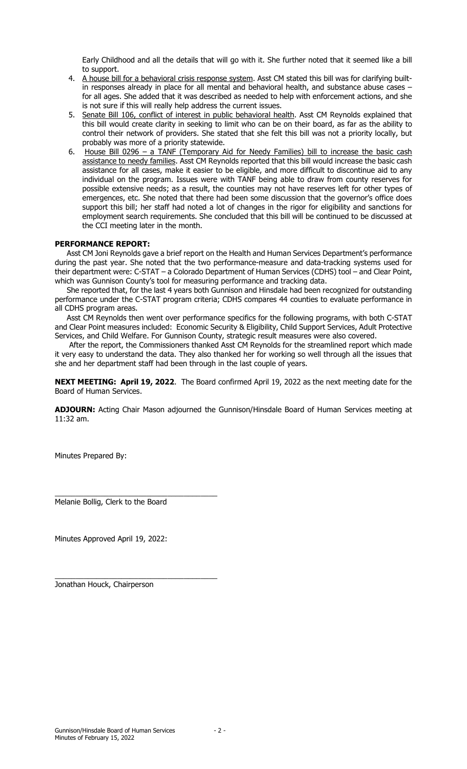Early Childhood and all the details that will go with it. She further noted that it seemed like a bill to support.

4. A house bill for a behavioral crisis response system. Asst CM stated this bill was for clarifying built-in responses already in place for all mental and behavioral health, and substance abuse cases – for all ages. She added that it was described as needed to help with enforcement actions, and she is not sure if this will really help address the current issues.
5. Senate Bill 106, conflict of interest in public behavioral health. Asst CM Reynolds explained that this bill would create clarity in seeking to limit who can be on their board, as far as the ability to control their network of providers. She stated that she felt this bill was not a priority locally, but probably was more of a priority statewide.
6. House Bill 0296 – a TANF (Temporary Aid for Needy Families) bill to increase the basic cash assistance to needy families. Asst CM Reynolds reported that this bill would increase the basic cash assistance for all cases, make it easier to be eligible, and more difficult to discontinue aid to any individual on the program. Issues were with TANF being able to draw from county reserves for possible extensive needs; as a result, the counties may not have reserves left for other types of emergences, etc. She noted that there had been some discussion that the governor's office does support this bill; her staff had noted a lot of changes in the rigor for eligibility and sanctions for employment search requirements. She concluded that this bill will be continued to be discussed at the CCI meeting later in the month.

**PERFORMANCE REPORT:**

Asst CM Joni Reynolds gave a brief report on the Health and Human Services Department's performance during the past year. She noted that the two performance-measure and data-tracking systems used for their department were: C-STAT – a Colorado Department of Human Services (CDHS) tool – and Clear Point, which was Gunnison County's tool for measuring performance and tracking data.

She reported that, for the last 4 years both Gunnison and Hinsdale had been recognized for outstanding performance under the C-STAT program criteria; CDHS compares 44 counties to evaluate performance in all CDHS program areas.

Asst CM Reynolds then went over performance specifics for the following programs, with both C-STAT and Clear Point measures included: Economic Security & Eligibility, Child Support Services, Adult Protective Services, and Child Welfare. For Gunnison County, strategic result measures were also covered.

After the report, the Commissioners thanked Asst CM Reynolds for the streamlined report which made it very easy to understand the data. They also thanked her for working so well through all the issues that she and her department staff had been through in the last couple of years.

**NEXT MEETING: April 19, 2022**. The Board confirmed April 19, 2022 as the next meeting date for the Board of Human Services.

**ADJOURN:** Acting Chair Mason adjourned the Gunnison/Hinsdale Board of Human Services meeting at 11:32 am.

Minutes Prepared By:

\_\_\_\_\_\_\_\_\_\_\_\_\_\_\_\_\_\_\_\_\_\_\_\_\_\_\_\_\_\_\_\_\_\_\_\_\_\_

Melanie Bollig, Clerk to the Board

Minutes Approved April 19, 2022:

\_\_\_\_\_\_\_\_\_\_\_\_\_\_\_\_\_\_\_\_\_\_\_\_\_\_\_\_\_\_\_\_\_\_\_\_\_\_

Jonathan Houck, Chairperson